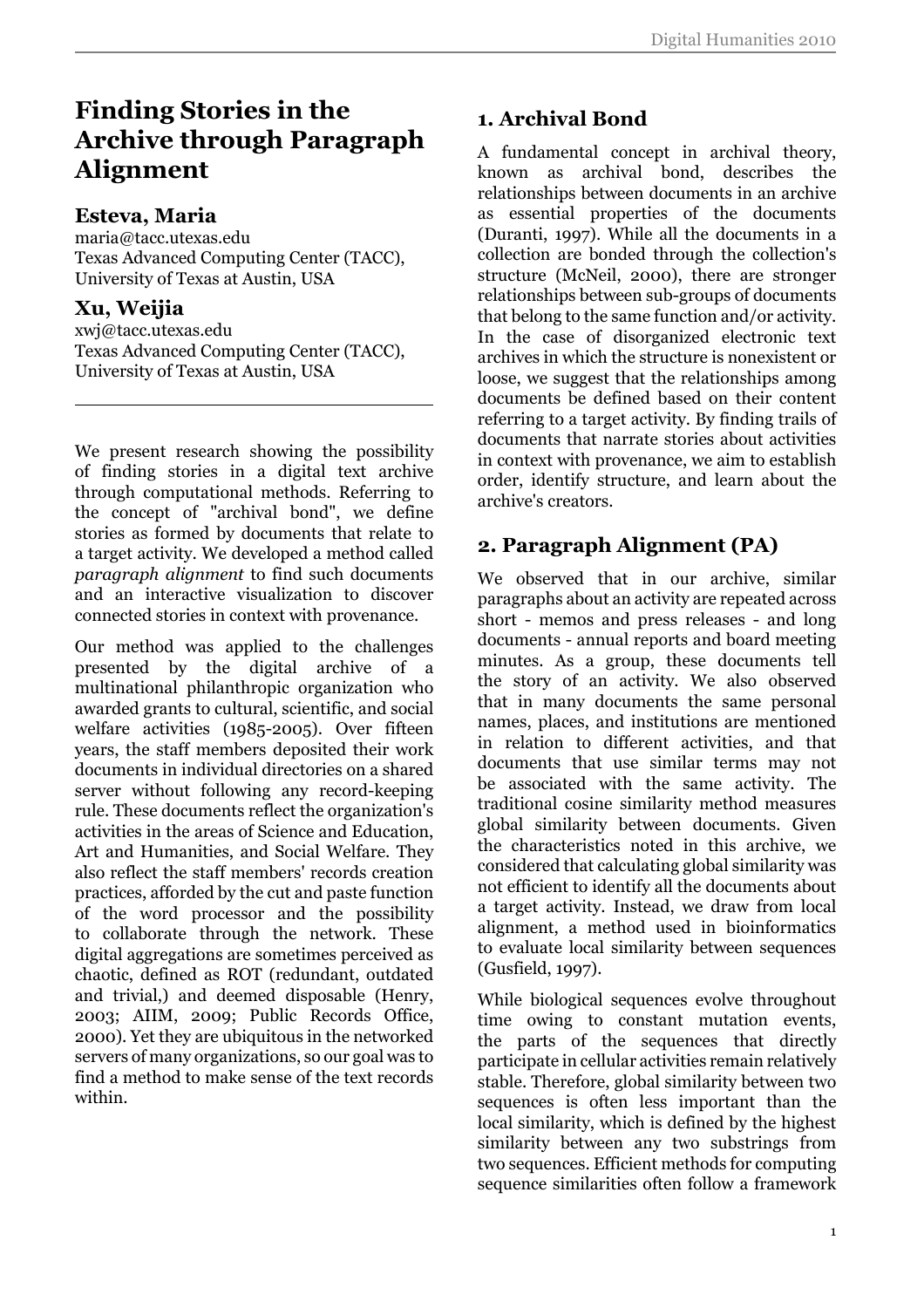# Finding Stories in the Archive through Paragraph Alignment

**Esteva, Maria**
maria@tacc.utexas.edu
Texas Advanced Computing Center (TACC), University of Texas at Austin, USA

**Xu, Weijia**
xwj@tacc.utexas.edu
Texas Advanced Computing Center (TACC), University of Texas at Austin, USA

We present research showing the possibility of finding stories in a digital text archive through computational methods. Referring to the concept of "archival bond", we define stories as formed by documents that relate to a target activity. We developed a method called *paragraph alignment* to find such documents and an interactive visualization to discover connected stories in context with provenance.

Our method was applied to the challenges presented by the digital archive of a multinational philanthropic organization who awarded grants to cultural, scientific, and social welfare activities (1985-2005). Over fifteen years, the staff members deposited their work documents in individual directories on a shared server without following any record-keeping rule. These documents reflect the organization's activities in the areas of Science and Education, Art and Humanities, and Social Welfare. They also reflect the staff members' records creation practices, afforded by the cut and paste function of the word processor and the possibility to collaborate through the network. These digital aggregations are sometimes perceived as chaotic, defined as ROT (redundant, outdated and trivial,) and deemed disposable (Henry, 2003; AIIM, 2009; Public Records Office, 2000). Yet they are ubiquitous in the networked servers of many organizations, so our goal was to find a method to make sense of the text records within.

## 1. Archival Bond

A fundamental concept in archival theory, known as archival bond, describes the relationships between documents in an archive as essential properties of the documents (Duranti, 1997). While all the documents in a collection are bonded through the collection's structure (McNeil, 2000), there are stronger relationships between sub-groups of documents that belong to the same function and/or activity. In the case of disorganized electronic text archives in which the structure is nonexistent or loose, we suggest that the relationships among documents be defined based on their content referring to a target activity. By finding trails of documents that narrate stories about activities in context with provenance, we aim to establish order, identify structure, and learn about the archive's creators.

## 2. Paragraph Alignment (PA)

We observed that in our archive, similar paragraphs about an activity are repeated across short - memos and press releases - and long documents - annual reports and board meeting minutes. As a group, these documents tell the story of an activity. We also observed that in many documents the same personal names, places, and institutions are mentioned in relation to different activities, and that documents that use similar terms may not be associated with the same activity. The traditional cosine similarity method measures global similarity between documents. Given the characteristics noted in this archive, we considered that calculating global similarity was not efficient to identify all the documents about a target activity. Instead, we draw from local alignment, a method used in bioinformatics to evaluate local similarity between sequences (Gusfield, 1997).

While biological sequences evolve throughout time owing to constant mutation events, the parts of the sequences that directly participate in cellular activities remain relatively stable. Therefore, global similarity between two sequences is often less important than the local similarity, which is defined by the highest similarity between any two substrings from two sequences. Efficient methods for computing sequence similarities often follow a framework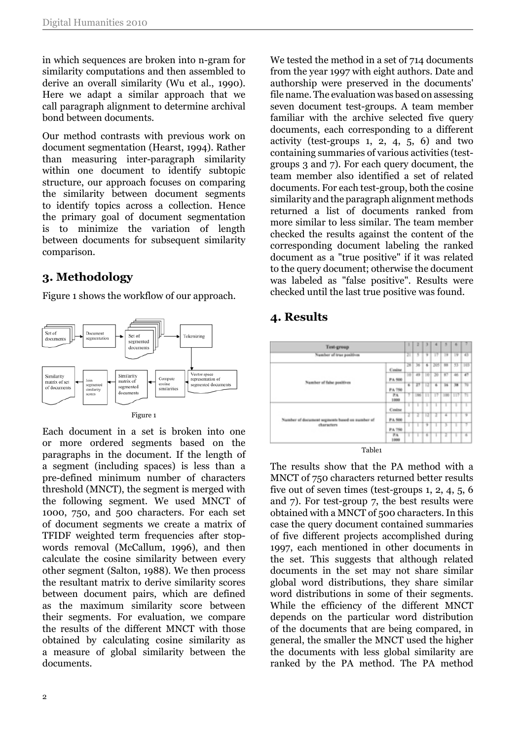in which sequences are broken into n-gram for similarity computations and then assembled to derive an overall similarity (Wu et al., 1990). Here we adapt a similar approach that we call paragraph alignment to determine archival bond between documents.

Our method contrasts with previous work on document segmentation (Hearst, 1994). Rather than measuring inter-paragraph similarity within one document to identify subtopic structure, our approach focuses on comparing the similarity between document segments to identify topics across a collection. Hence the primary goal of document segmentation is to minimize the variation of length between documents for subsequent similarity comparison.

## 3. Methodology

Figure 1 shows the workflow of our approach.

Figure 1

Each document in a set is broken into one or more ordered segments based on the paragraphs in the document. If the length of a segment (including spaces) is less than a pre-defined minimum number of characters threshold (MNCT), the segment is merged with the following segment. We used MNCT of 1000, 750, and 500 characters. For each set of document segments we create a matrix of TFIDF weighted term frequencies after stop-words removal (McCallum, 1996), and then calculate the cosine similarity between every other segment (Salton, 1988). We then process the resultant matrix to derive similarity scores between document pairs, which are defined as the maximum similarity score between their segments. For evaluation, we compare the results of the different MNCT with those obtained by calculating cosine similarity as a measure of global similarity between the documents.

We tested the method in a set of 714 documents from the year 1997 with eight authors. Date and authorship were preserved in the documents' file name. The evaluation was based on assessing seven document test-groups. A team member familiar with the archive selected five query documents, each corresponding to a different activity (test-groups 1, 2, 4, 5, 6) and two containing summaries of various activities (test-groups 3 and 7). For each query document, the team member also identified a set of related documents. For each test-group, both the cosine similarity and the paragraph alignment methods returned a list of documents ranked from more similar to less similar. The team member checked the results against the content of the corresponding document labeling the ranked document as a "true positive" if it was related to the query document; otherwise the document was labeled as "false positive". Results were checked until the last true positive was found.

## 4. Results

| Test-group | | 1 | 2 | 3 | 4 | 5 | 6 | 7 |
|---|---|---|---|---|---|---|---|---|
| Number of true positives | | 21 | 5 | 9 | 17 | 19 | 19 | 43 |
| Number of false positives | Cosine | 28 | 36 | 6 | 205 | 88 | 53 | 103 |
| | PA 500 | 10 | 49 | 10 | 20 | 87 | 46 | 47 |
| | PA 750 | 6 | 27 | 12 | 6 | 16 | 38 | 70 |
| | PA 1000 | 7 | 186 | 11 | 17 | 100 | 117 | 71 |
| Number of document segments based on number of characters | Cosine | 1 | 1 | 1 | 1 | 1 | 1 | 1 |
| | PA 500 | 2 | 2 | 12 | 2 | 4 | 1 | 9 |
| | PA 750 | 1 | 1 | 9 | 1 | 3 | 1 | 7 |
| | PA 1000 | 1 | 1 | 6 | 1 | 2 | 1 | 6 |

Table1

The results show that the PA method with a MNCT of 750 characters returned better results five out of seven times (test-groups 1, 2, 4, 5, 6 and 7). For test-group 7, the best results were obtained with a MNCT of 500 characters. In this case the query document contained summaries of five different projects accomplished during 1997, each mentioned in other documents in the set. This suggests that although related documents in the set may not share similar global word distributions, they share similar word distributions in some of their segments. While the efficiency of the different MNCT depends on the particular word distribution of the documents that are being compared, in general, the smaller the MNCT used the higher the documents with less global similarity are ranked by the PA method. The PA method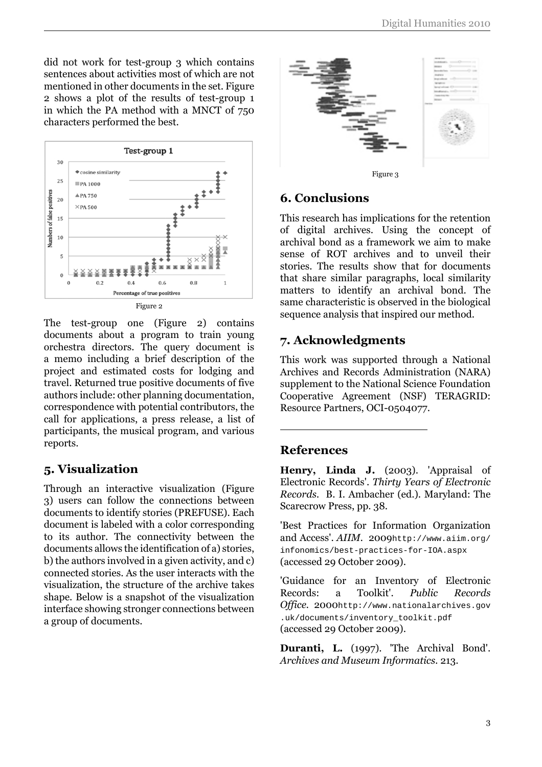did not work for test-group 3 which contains sentences about activities most of which are not mentioned in other documents in the set. Figure 2 shows a plot of the results of test-group 1 in which the PA method with a MNCT of 750 characters performed the best.

Figure 2

The test-group one (Figure 2) contains documents about a program to train young orchestra directors. The query document is a memo including a brief description of the project and estimated costs for lodging and travel. Returned true positive documents of five authors include: other planning documentation, correspondence with potential contributors, the call for applications, a press release, a list of participants, the musical program, and various reports.

## 5. Visualization

Through an interactive visualization (Figure 3) users can follow the connections between documents to identify stories (PREFUSE). Each document is labeled with a color corresponding to its author. The connectivity between the documents allows the identification of a) stories, b) the authors involved in a given activity, and c) connected stories. As the user interacts with the visualization, the structure of the archive takes shape. Below is a snapshot of the visualization interface showing stronger connections between a group of documents.

Figure 3

## 6. Conclusions

This research has implications for the retention of digital archives. Using the concept of archival bond as a framework we aim to make sense of ROT archives and to unveil their stories. The results show that for documents that share similar paragraphs, local similarity matters to identify an archival bond. The same characteristic is observed in the biological sequence analysis that inspired our method.

## 7. Acknowledgments

This work was supported through a National Archives and Records Administration (NARA) supplement to the National Science Foundation Cooperative Agreement (NSF) TERAGRID: Resource Partners, OCI-0504077.

## References

**Henry, Linda J.** (2003). 'Appraisal of Electronic Records'. *Thirty Years of Electronic Records*. B. I. Ambacher (ed.). Maryland: The Scarecrow Press, pp. 38.

'Best Practices for Information Organization and Access'. *AIIM*. 2009http://www.aiim.org/infonomics/best-practices-for-IOA.aspx (accessed 29 October 2009).

'Guidance for an Inventory of Electronic Records: a Toolkit'. *Public Records Office*. 2000http://www.nationalarchives.gov.uk/documents/inventory_toolkit.pdf (accessed 29 October 2009).

**Duranti, L.** (1997). 'The Archival Bond'. *Archives and Museum Informatics*. 213.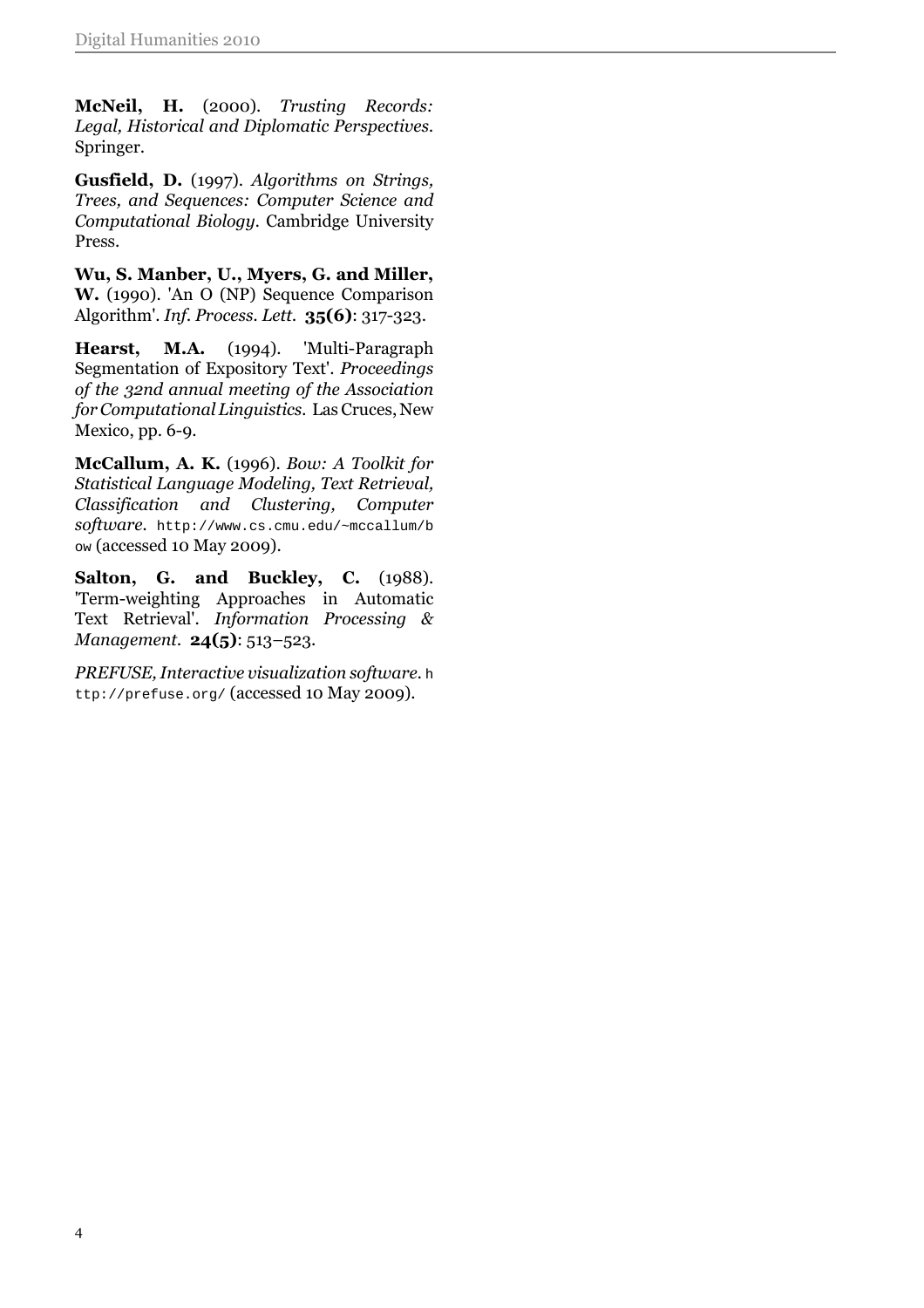**McNeil, H.** (2000). *Trusting Records: Legal, Historical and Diplomatic Perspectives*. Springer.

**Gusfield, D.** (1997). *Algorithms on Strings, Trees, and Sequences: Computer Science and Computational Biology*. Cambridge University Press.

**Wu, S. Manber, U., Myers, G. and Miller, W.** (1990). 'An O (NP) Sequence Comparison Algorithm'. *Inf. Process. Lett.* **35(6)**: 317-323.

**Hearst, M.A.** (1994). 'Multi-Paragraph Segmentation of Expository Text'. *Proceedings of the 32nd annual meeting of the Association for Computational Linguistics.* Las Cruces, New Mexico, pp. 6-9.

**McCallum, A. K.** (1996). *Bow: A Toolkit for Statistical Language Modeling, Text Retrieval, Classification and Clustering, Computer software.* http://www.cs.cmu.edu/~mccallum/bow (accessed 10 May 2009).

**Salton, G. and Buckley, C.** (1988). 'Term-weighting Approaches in Automatic Text Retrieval'. *Information Processing & Management.* **24(5)**: 513–523.

*PREFUSE, Interactive visualization software.* http://prefuse.org/ (accessed 10 May 2009).